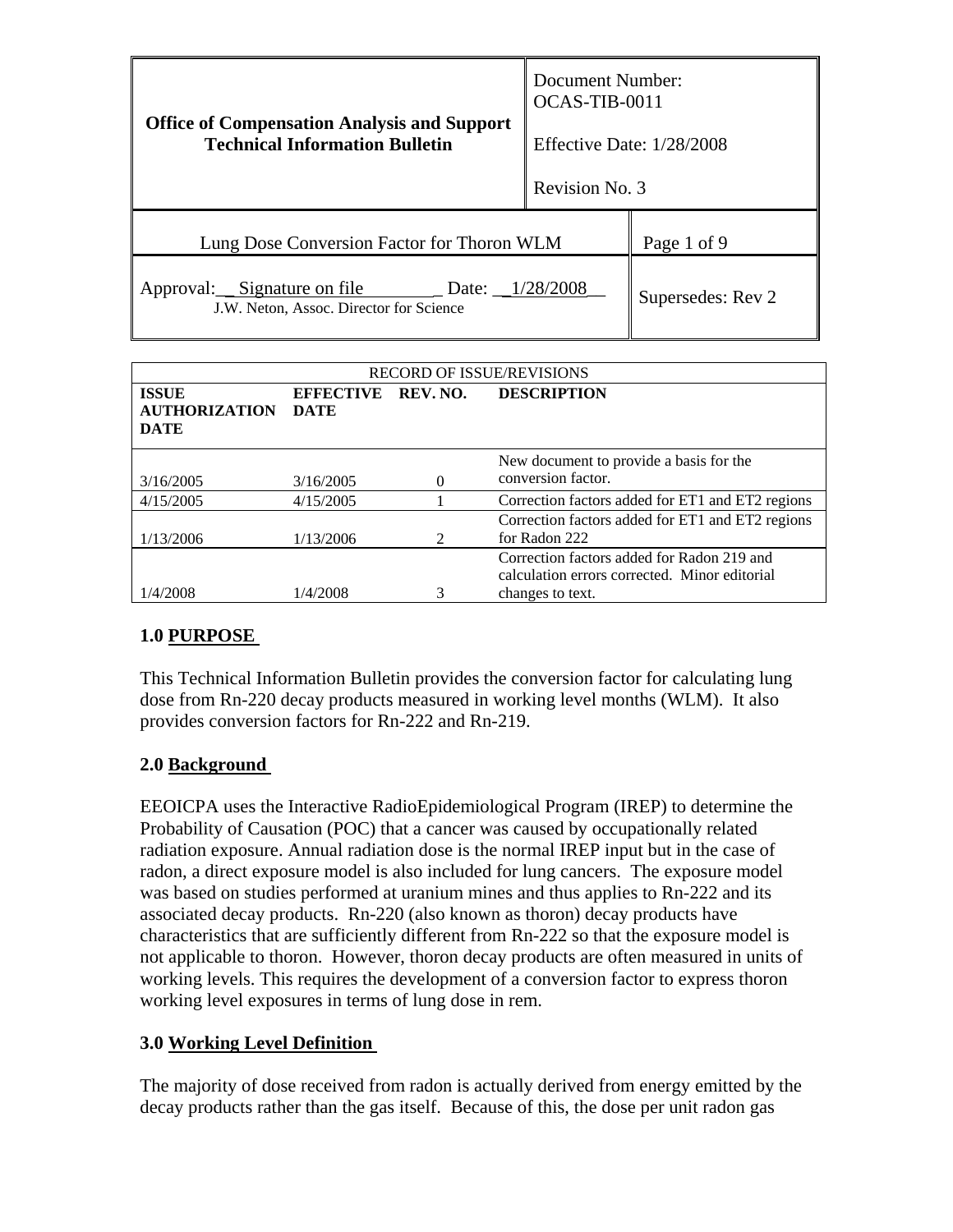| Office of Compensation Analysis and Support Technical Information Bulletin | Document Number: OCAS-TIB-0011<br><br>Effective Date: 1/28/2008<br><br>Revision No. 3 |
|---|---|

| Lung Dose Conversion Factor for Thoron WLM | Page 1 of 9 |
|---|---|
| Approval: \_ Signature on file \_ Date: \_1/28/2008\_ J.W. Neton, Assoc. Director for Science | Supersedes: Rev 2 |

RECORD OF ISSUE/REVISIONS

| ISSUE AUTHORIZATION DATE | EFFECTIVE DATE | REV. NO. | DESCRIPTION |
|---|---|---|---|
| 3/16/2005 | 3/16/2005 | 0 | New document to provide a basis for the conversion factor. |
| 4/15/2005 | 4/15/2005 | 1 | Correction factors added for ET1 and ET2 regions |
| 1/13/2006 | 1/13/2006 | 2 | Correction factors added for ET1 and ET2 regions for Radon 222 |
| 1/4/2008 | 1/4/2008 | 3 | Correction factors added for Radon 219 and calculation errors corrected. Minor editorial changes to text. |

## 1.0 PURPOSE

This Technical Information Bulletin provides the conversion factor for calculating lung dose from Rn-220 decay products measured in working level months (WLM). It also provides conversion factors for Rn-222 and Rn-219.

## 2.0 Background

EEOICPA uses the Interactive RadioEpidemiological Program (IREP) to determine the Probability of Causation (POC) that a cancer was caused by occupationally related radiation exposure. Annual radiation dose is the normal IREP input but in the case of radon, a direct exposure model is also included for lung cancers. The exposure model was based on studies performed at uranium mines and thus applies to Rn-222 and its associated decay products. Rn-220 (also known as thoron) decay products have characteristics that are sufficiently different from Rn-222 so that the exposure model is not applicable to thoron. However, thoron decay products are often measured in units of working levels. This requires the development of a conversion factor to express thoron working level exposures in terms of lung dose in rem.

## 3.0 Working Level Definition

The majority of dose received from radon is actually derived from energy emitted by the decay products rather than the gas itself. Because of this, the dose per unit radon gas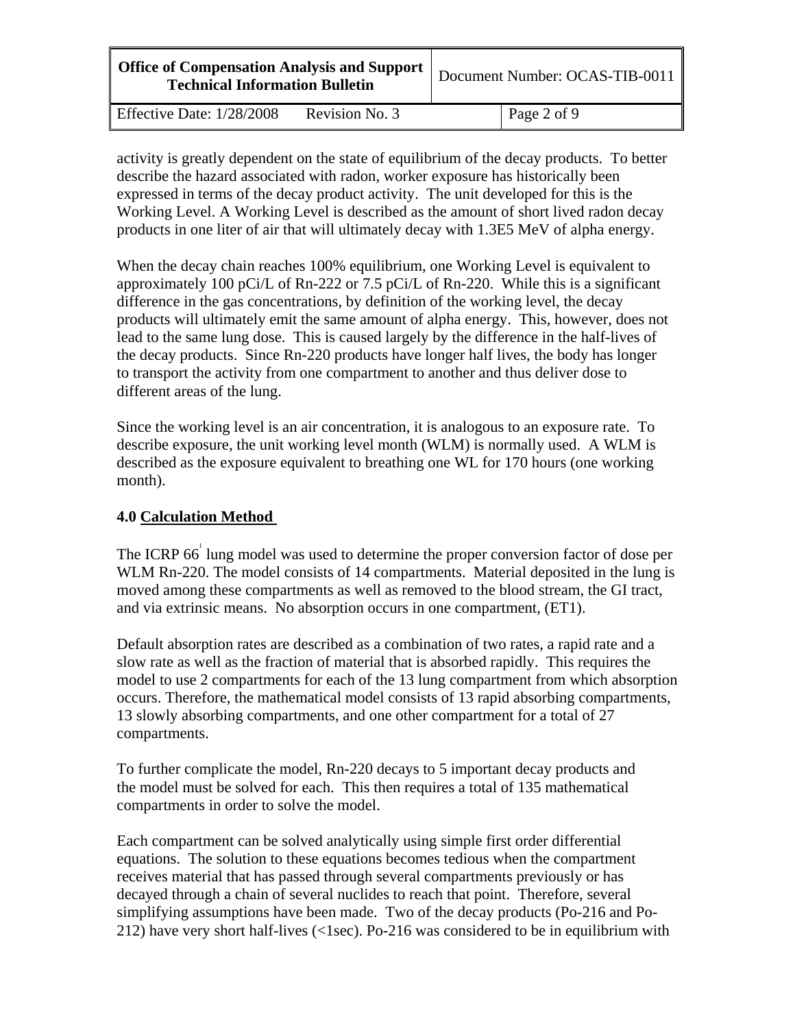activity is greatly dependent on the state of equilibrium of the decay products. To better describe the hazard associated with radon, worker exposure has historically been expressed in terms of the decay product activity. The unit developed for this is the Working Level. A Working Level is described as the amount of short lived radon decay products in one liter of air that will ultimately decay with 1.3E5 MeV of alpha energy.

When the decay chain reaches 100% equilibrium, one Working Level is equivalent to approximately 100 pCi/L of Rn-222 or 7.5 pCi/L of Rn-220. While this is a significant difference in the gas concentrations, by definition of the working level, the decay products will ultimately emit the same amount of alpha energy. This, however, does not lead to the same lung dose. This is caused largely by the difference in the half-lives of the decay products. Since Rn-220 products have longer half lives, the body has longer to transport the activity from one compartment to another and thus deliver dose to different areas of the lung.

Since the working level is an air concentration, it is analogous to an exposure rate. To describe exposure, the unit working level month (WLM) is normally used. A WLM is described as the exposure equivalent to breathing one WL for 170 hours (one working month).

## 4.0 Calculation Method

The ICRP 66[1] lung model was used to determine the proper conversion factor of dose per WLM Rn-220. The model consists of 14 compartments. Material deposited in the lung is moved among these compartments as well as removed to the blood stream, the GI tract, and via extrinsic means. No absorption occurs in one compartment, (ET1).

Default absorption rates are described as a combination of two rates, a rapid rate and a slow rate as well as the fraction of material that is absorbed rapidly. This requires the model to use 2 compartments for each of the 13 lung compartment from which absorption occurs. Therefore, the mathematical model consists of 13 rapid absorbing compartments, 13 slowly absorbing compartments, and one other compartment for a total of 27 compartments.

To further complicate the model, Rn-220 decays to 5 important decay products and the model must be solved for each. This then requires a total of 135 mathematical compartments in order to solve the model.

Each compartment can be solved analytically using simple first order differential equations. The solution to these equations becomes tedious when the compartment receives material that has passed through several compartments previously or has decayed through a chain of several nuclides to reach that point. Therefore, several simplifying assumptions have been made. Two of the decay products (Po-216 and Po-212) have very short half-lives (<1sec). Po-216 was considered to be in equilibrium with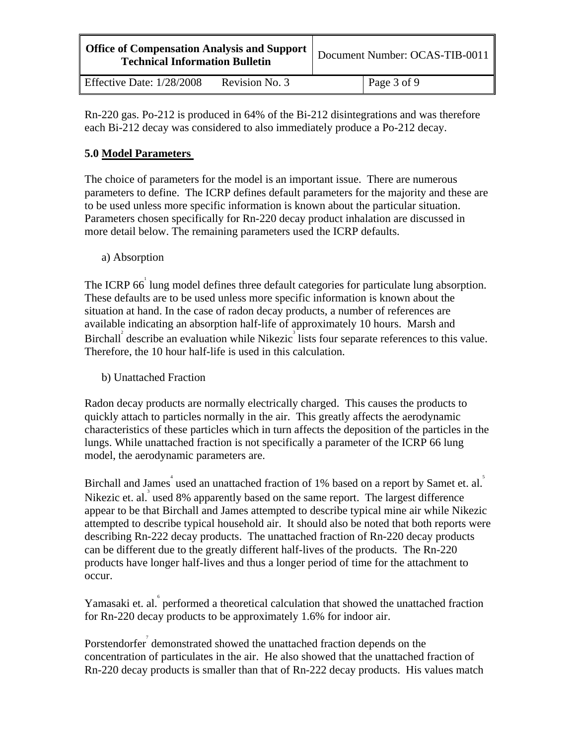Rn-220 gas. Po-212 is produced in 64% of the Bi-212 disintegrations and was therefore each Bi-212 decay was considered to also immediately produce a Po-212 decay.

## 5.0 Model Parameters

The choice of parameters for the model is an important issue. There are numerous parameters to define. The ICRP defines default parameters for the majority and these are to be used unless more specific information is known about the particular situation. Parameters chosen specifically for Rn-220 decay product inhalation are discussed in more detail below. The remaining parameters used the ICRP defaults.

a) Absorption

The ICRP 66[1] lung model defines three default categories for particulate lung absorption. These defaults are to be used unless more specific information is known about the situation at hand. In the case of radon decay products, a number of references are available indicating an absorption half-life of approximately 10 hours. Marsh and Birchall[2] describe an evaluation while Nikezic[3] lists four separate references to this value. Therefore, the 10 hour half-life is used in this calculation.

b) Unattached Fraction

Radon decay products are normally electrically charged. This causes the products to quickly attach to particles normally in the air. This greatly affects the aerodynamic characteristics of these particles which in turn affects the deposition of the particles in the lungs. While unattached fraction is not specifically a parameter of the ICRP 66 lung model, the aerodynamic parameters are.

Birchall and James[4] used an unattached fraction of 1% based on a report by Samet et. al.[5] Nikezic et. al.[3] used 8% apparently based on the same report. The largest difference appear to be that Birchall and James attempted to describe typical mine air while Nikezic attempted to describe typical household air. It should also be noted that both reports were describing Rn-222 decay products. The unattached fraction of Rn-220 decay products can be different due to the greatly different half-lives of the products. The Rn-220 products have longer half-lives and thus a longer period of time for the attachment to occur.

Yamasaki et. al.[6] performed a theoretical calculation that showed the unattached fraction for Rn-220 decay products to be approximately 1.6% for indoor air.

Porstendorfer[7] demonstrated showed the unattached fraction depends on the concentration of particulates in the air. He also showed that the unattached fraction of Rn-220 decay products is smaller than that of Rn-222 decay products. His values match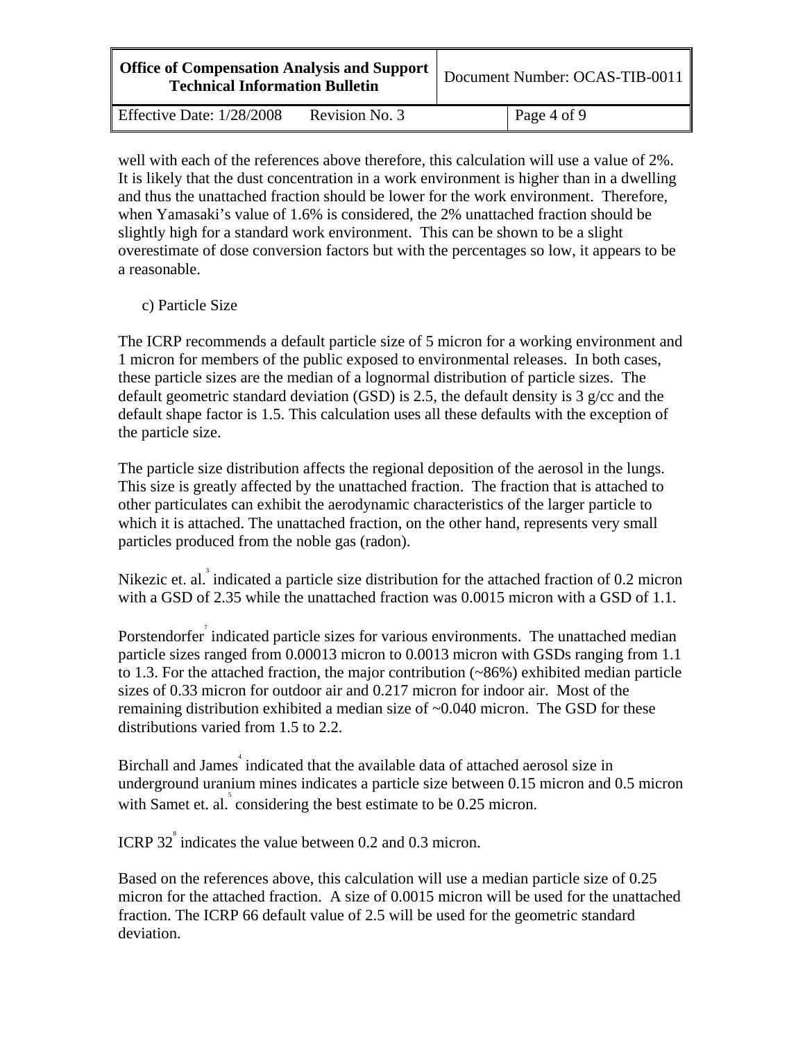well with each of the references above therefore, this calculation will use a value of 2%. It is likely that the dust concentration in a work environment is higher than in a dwelling and thus the unattached fraction should be lower for the work environment. Therefore, when Yamasaki's value of 1.6% is considered, the 2% unattached fraction should be slightly high for a standard work environment. This can be shown to be a slight overestimate of dose conversion factors but with the percentages so low, it appears to be a reasonable.

c) Particle Size

The ICRP recommends a default particle size of 5 micron for a working environment and 1 micron for members of the public exposed to environmental releases. In both cases, these particle sizes are the median of a lognormal distribution of particle sizes. The default geometric standard deviation (GSD) is 2.5, the default density is 3 g/cc and the default shape factor is 1.5. This calculation uses all these defaults with the exception of the particle size.

The particle size distribution affects the regional deposition of the aerosol in the lungs. This size is greatly affected by the unattached fraction. The fraction that is attached to other particulates can exhibit the aerodynamic characteristics of the larger particle to which it is attached. The unattached fraction, on the other hand, represents very small particles produced from the noble gas (radon).

Nikezic et. al.[3] indicated a particle size distribution for the attached fraction of 0.2 micron with a GSD of 2.35 while the unattached fraction was 0.0015 micron with a GSD of 1.1.

Porstendorfer[7] indicated particle sizes for various environments. The unattached median particle sizes ranged from 0.00013 micron to 0.0013 micron with GSDs ranging from 1.1 to 1.3. For the attached fraction, the major contribution (~86%) exhibited median particle sizes of 0.33 micron for outdoor air and 0.217 micron for indoor air. Most of the remaining distribution exhibited a median size of ~0.040 micron. The GSD for these distributions varied from 1.5 to 2.2.

Birchall and James[4] indicated that the available data of attached aerosol size in underground uranium mines indicates a particle size between 0.15 micron and 0.5 micron with Samet et. al.[5] considering the best estimate to be 0.25 micron.

ICRP 32[8] indicates the value between 0.2 and 0.3 micron.

Based on the references above, this calculation will use a median particle size of 0.25 micron for the attached fraction. A size of 0.0015 micron will be used for the unattached fraction. The ICRP 66 default value of 2.5 will be used for the geometric standard deviation.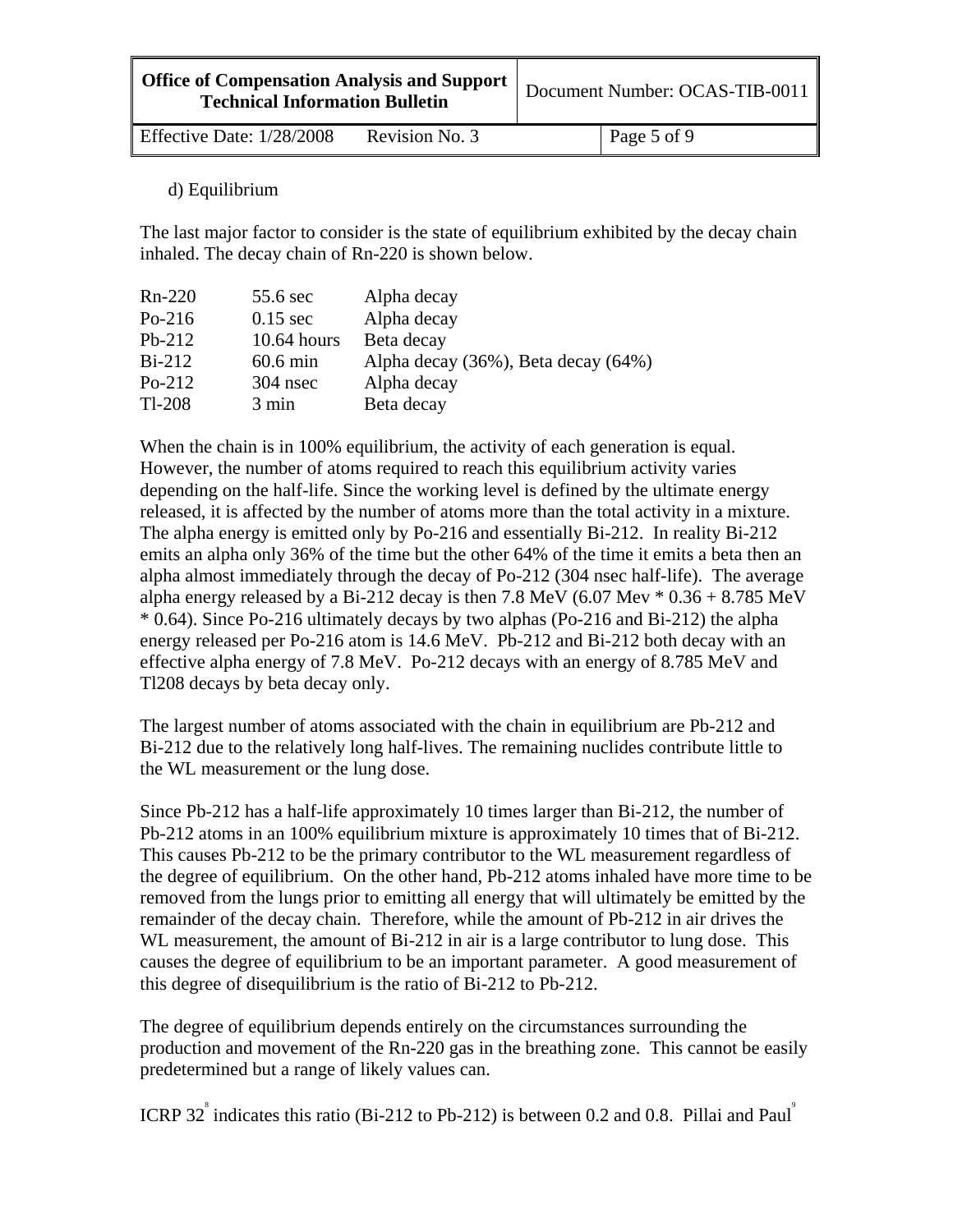d) Equilibrium

The last major factor to consider is the state of equilibrium exhibited by the decay chain inhaled. The decay chain of Rn-220 is shown below.

| | | |
|---|---|---|
| Rn-220 | 55.6 sec | Alpha decay |
| Po-216 | 0.15 sec | Alpha decay |
| Pb-212 | 10.64 hours | Beta decay |
| Bi-212 | 60.6 min | Alpha decay (36%), Beta decay (64%) |
| Po-212 | 304 nsec | Alpha decay |
| Tl-208 | 3 min | Beta decay |

When the chain is in 100% equilibrium, the activity of each generation is equal. However, the number of atoms required to reach this equilibrium activity varies depending on the half-life. Since the working level is defined by the ultimate energy released, it is affected by the number of atoms more than the total activity in a mixture. The alpha energy is emitted only by Po-216 and essentially Bi-212. In reality Bi-212 emits an alpha only 36% of the time but the other 64% of the time it emits a beta then an alpha almost immediately through the decay of Po-212 (304 nsec half-life). The average alpha energy released by a Bi-212 decay is then 7.8 MeV (6.07 Mev * 0.36 + 8.785 MeV * 0.64). Since Po-216 ultimately decays by two alphas (Po-216 and Bi-212) the alpha energy released per Po-216 atom is 14.6 MeV. Pb-212 and Bi-212 both decay with an effective alpha energy of 7.8 MeV. Po-212 decays with an energy of 8.785 MeV and Tl208 decays by beta decay only.

The largest number of atoms associated with the chain in equilibrium are Pb-212 and Bi-212 due to the relatively long half-lives. The remaining nuclides contribute little to the WL measurement or the lung dose.

Since Pb-212 has a half-life approximately 10 times larger than Bi-212, the number of Pb-212 atoms in an 100% equilibrium mixture is approximately 10 times that of Bi-212. This causes Pb-212 to be the primary contributor to the WL measurement regardless of the degree of equilibrium. On the other hand, Pb-212 atoms inhaled have more time to be removed from the lungs prior to emitting all energy that will ultimately be emitted by the remainder of the decay chain. Therefore, while the amount of Pb-212 in air drives the WL measurement, the amount of Bi-212 in air is a large contributor to lung dose. This causes the degree of equilibrium to be an important parameter. A good measurement of this degree of disequilibrium is the ratio of Bi-212 to Pb-212.

The degree of equilibrium depends entirely on the circumstances surrounding the production and movement of the Rn-220 gas in the breathing zone. This cannot be easily predetermined but a range of likely values can.

ICRP 32[8] indicates this ratio (Bi-212 to Pb-212) is between 0.2 and 0.8. Pillai and Paul[9]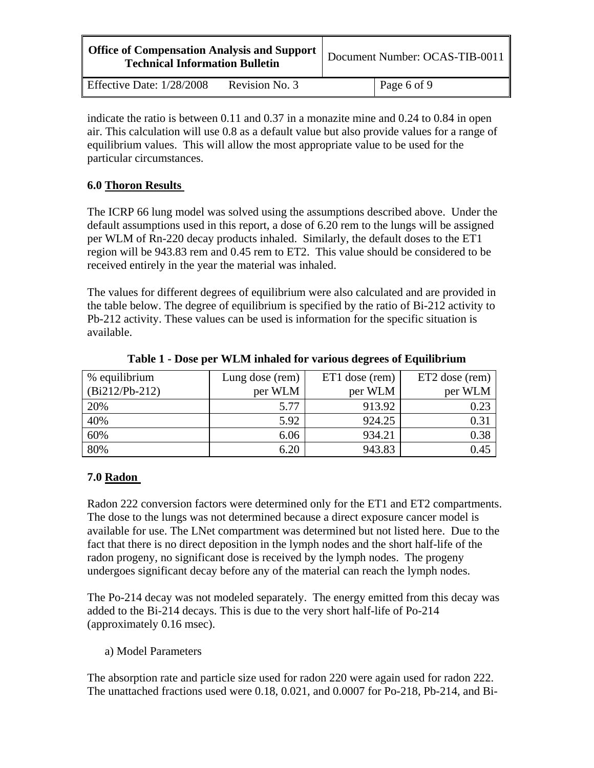indicate the ratio is between 0.11 and 0.37 in a monazite mine and 0.24 to 0.84 in open air. This calculation will use 0.8 as a default value but also provide values for a range of equilibrium values. This will allow the most appropriate value to be used for the particular circumstances.

## 6.0 Thoron Results

The ICRP 66 lung model was solved using the assumptions described above. Under the default assumptions used in this report, a dose of 6.20 rem to the lungs will be assigned per WLM of Rn-220 decay products inhaled. Similarly, the default doses to the ET1 region will be 943.83 rem and 0.45 rem to ET2. This value should be considered to be received entirely in the year the material was inhaled.

The values for different degrees of equilibrium were also calculated and are provided in the table below. The degree of equilibrium is specified by the ratio of Bi-212 activity to Pb-212 activity. These values can be used is information for the specific situation is available.

**Table 1 - Dose per WLM inhaled for various degrees of Equilibrium**

| % equilibrium (Bi212/Pb-212) | Lung dose (rem) per WLM | ET1 dose (rem) per WLM | ET2 dose (rem) per WLM |
|---|---|---|---|
| 20% | 5.77 | 913.92 | 0.23 |
| 40% | 5.92 | 924.25 | 0.31 |
| 60% | 6.06 | 934.21 | 0.38 |
| 80% | 6.20 | 943.83 | 0.45 |

## 7.0 Radon

Radon 222 conversion factors were determined only for the ET1 and ET2 compartments. The dose to the lungs was not determined because a direct exposure cancer model is available for use. The LNet compartment was determined but not listed here. Due to the fact that there is no direct deposition in the lymph nodes and the short half-life of the radon progeny, no significant dose is received by the lymph nodes. The progeny undergoes significant decay before any of the material can reach the lymph nodes.

The Po-214 decay was not modeled separately. The energy emitted from this decay was added to the Bi-214 decays. This is due to the very short half-life of Po-214 (approximately 0.16 msec).

a) Model Parameters

The absorption rate and particle size used for radon 220 were again used for radon 222. The unattached fractions used were 0.18, 0.021, and 0.0007 for Po-218, Pb-214, and Bi-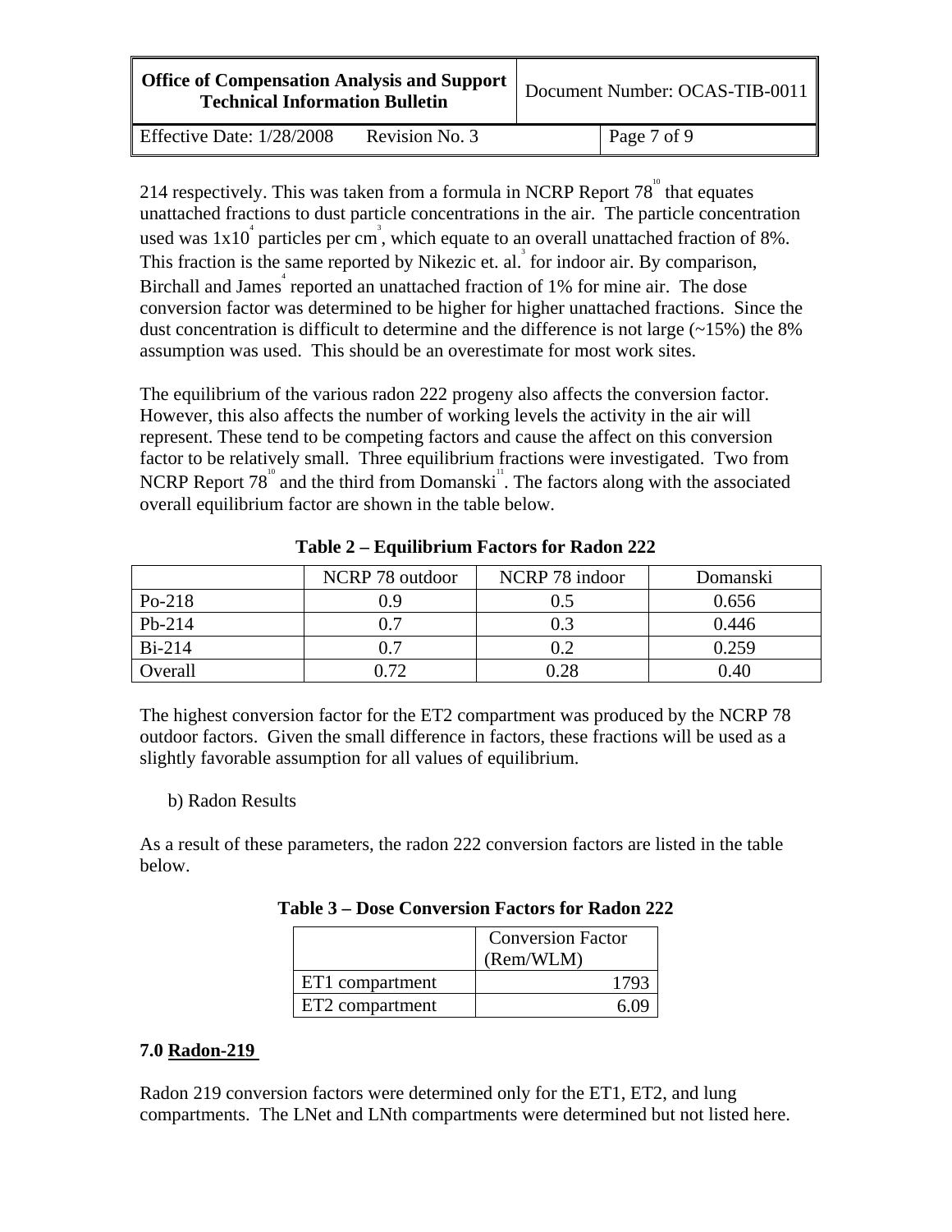214 respectively. This was taken from a formula in NCRP Report 78[10] that equates unattached fractions to dust particle concentrations in the air. The particle concentration used was $1x10^4$ particles per $cm^3$, which equate to an overall unattached fraction of 8%. This fraction is the same reported by Nikezic et. al.[3] for indoor air. By comparison, Birchall and James[4] reported an unattached fraction of 1% for mine air. The dose conversion factor was determined to be higher for higher unattached fractions. Since the dust concentration is difficult to determine and the difference is not large (~15%) the 8% assumption was used. This should be an overestimate for most work sites.

The equilibrium of the various radon 222 progeny also affects the conversion factor. However, this also affects the number of working levels the activity in the air will represent. These tend to be competing factors and cause the affect on this conversion factor to be relatively small. Three equilibrium fractions were investigated. Two from NCRP Report 78[10] and the third from Domanski[11]. The factors along with the associated overall equilibrium factor are shown in the table below.

**Table 2 – Equilibrium Factors for Radon 222**

| | NCRP 78 outdoor | NCRP 78 indoor | Domanski |
|---|---|---|---|
| Po-218 | 0.9 | 0.5 | 0.656 |
| Pb-214 | 0.7 | 0.3 | 0.446 |
| Bi-214 | 0.7 | 0.2 | 0.259 |
| Overall | 0.72 | 0.28 | 0.40 |

The highest conversion factor for the ET2 compartment was produced by the NCRP 78 outdoor factors. Given the small difference in factors, these fractions will be used as a slightly favorable assumption for all values of equilibrium.

b) Radon Results

As a result of these parameters, the radon 222 conversion factors are listed in the table below.

**Table 3 – Dose Conversion Factors for Radon 222**

| | Conversion Factor (Rem/WLM) |
|---|---|
| ET1 compartment | 1793 |
| ET2 compartment | 6.09 |

## 7.0 Radon-219

Radon 219 conversion factors were determined only for the ET1, ET2, and lung compartments. The LNet and LNth compartments were determined but not listed here.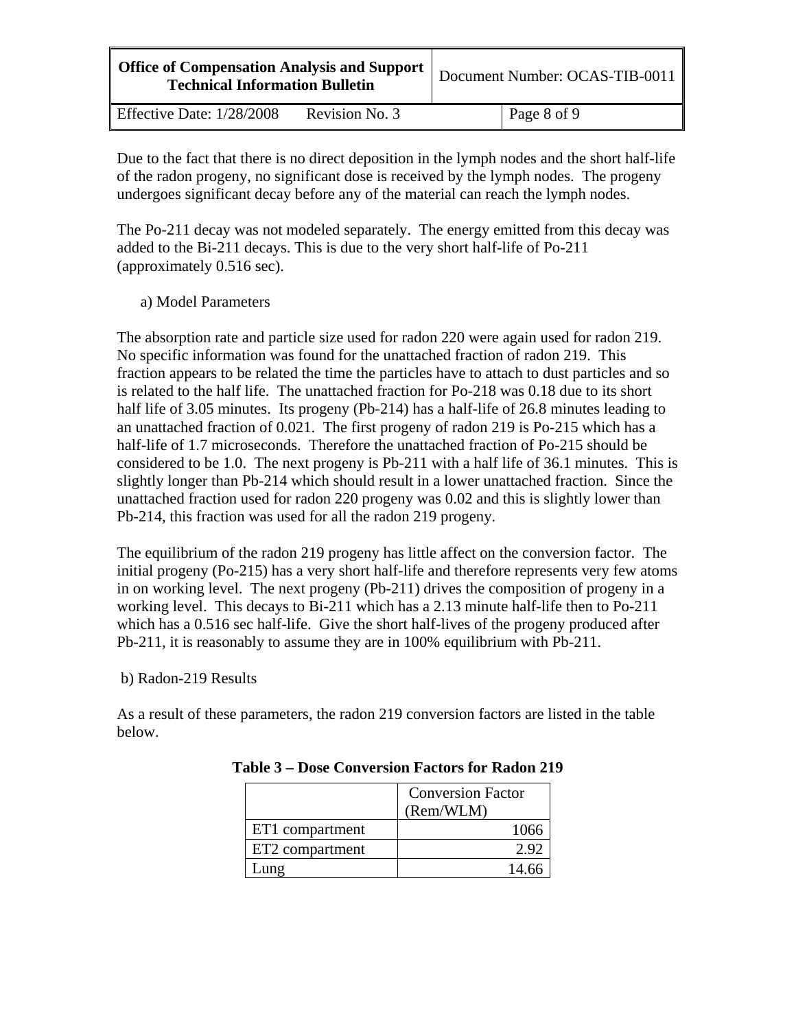Due to the fact that there is no direct deposition in the lymph nodes and the short half-life of the radon progeny, no significant dose is received by the lymph nodes. The progeny undergoes significant decay before any of the material can reach the lymph nodes.

The Po-211 decay was not modeled separately. The energy emitted from this decay was added to the Bi-211 decays. This is due to the very short half-life of Po-211 (approximately 0.516 sec).

a) Model Parameters

The absorption rate and particle size used for radon 220 were again used for radon 219. No specific information was found for the unattached fraction of radon 219. This fraction appears to be related the time the particles have to attach to dust particles and so is related to the half life. The unattached fraction for Po-218 was 0.18 due to its short half life of 3.05 minutes. Its progeny (Pb-214) has a half-life of 26.8 minutes leading to an unattached fraction of 0.021. The first progeny of radon 219 is Po-215 which has a half-life of 1.7 microseconds. Therefore the unattached fraction of Po-215 should be considered to be 1.0. The next progeny is Pb-211 with a half life of 36.1 minutes. This is slightly longer than Pb-214 which should result in a lower unattached fraction. Since the unattached fraction used for radon 220 progeny was 0.02 and this is slightly lower than Pb-214, this fraction was used for all the radon 219 progeny.

The equilibrium of the radon 219 progeny has little affect on the conversion factor. The initial progeny (Po-215) has a very short half-life and therefore represents very few atoms in on working level. The next progeny (Pb-211) drives the composition of progeny in a working level. This decays to Bi-211 which has a 2.13 minute half-life then to Po-211 which has a 0.516 sec half-life. Give the short half-lives of the progeny produced after Pb-211, it is reasonably to assume they are in 100% equilibrium with Pb-211.

b) Radon-219 Results

As a result of these parameters, the radon 219 conversion factors are listed in the table below.

**Table 3 – Dose Conversion Factors for Radon 219**

| | Conversion Factor (Rem/WLM) |
|---|---|
| ET1 compartment | 1066 |
| ET2 compartment | 2.92 |
| Lung | 14.66 |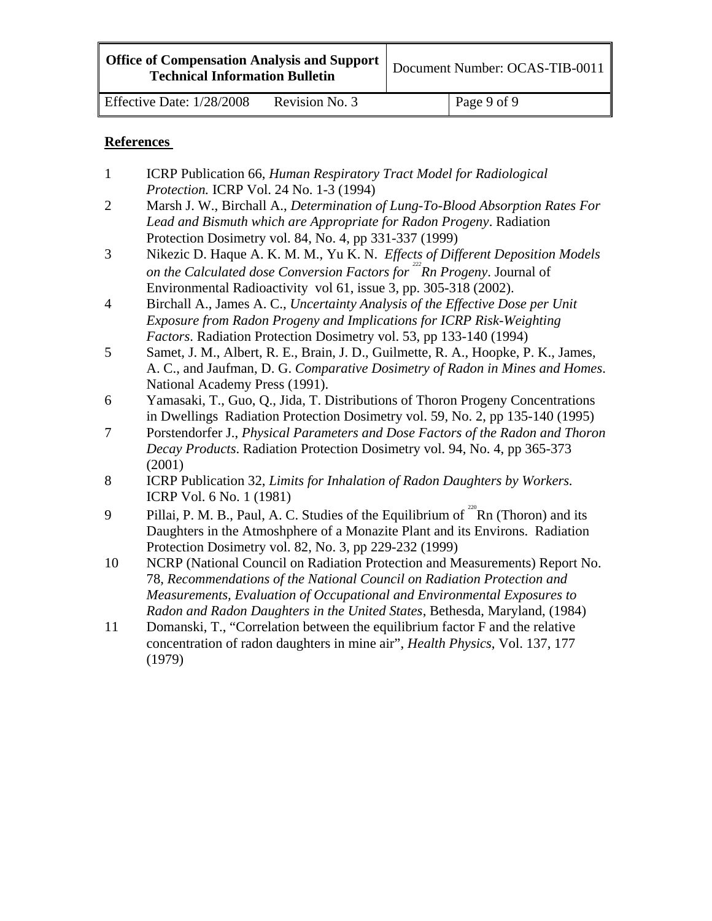**References**

1. ICRP Publication 66, *Human Respiratory Tract Model for Radiological Protection.* ICRP Vol. 24 No. 1-3 (1994)
2. Marsh J. W., Birchall A., *Determination of Lung-To-Blood Absorption Rates For Lead and Bismuth which are Appropriate for Radon Progeny*. Radiation Protection Dosimetry vol. 84, No. 4, pp 331-337 (1999)
3. Nikezic D. Haque A. K. M. M., Yu K. N. *Effects of Different Deposition Models on the Calculated dose Conversion Factors for $^{222}$Rn Progeny*. Journal of Environmental Radioactivity vol 61, issue 3, pp. 305-318 (2002).
4. Birchall A., James A. C., *Uncertainty Analysis of the Effective Dose per Unit Exposure from Radon Progeny and Implications for ICRP Risk-Weighting Factors*. Radiation Protection Dosimetry vol. 53, pp 133-140 (1994)
5. Samet, J. M., Albert, R. E., Brain, J. D., Guilmette, R. A., Hoopke, P. K., James, A. C., and Jaufman, D. G. *Comparative Dosimetry of Radon in Mines and Homes*. National Academy Press (1991).
6. Yamasaki, T., Guo, Q., Jida, T. Distributions of Thoron Progeny Concentrations in Dwellings Radiation Protection Dosimetry vol. 59, No. 2, pp 135-140 (1995)
7. Porstendorfer J., *Physical Parameters and Dose Factors of the Radon and Thoron Decay Products*. Radiation Protection Dosimetry vol. 94, No. 4, pp 365-373 (2001)
8. ICRP Publication 32, *Limits for Inhalation of Radon Daughters by Workers.* ICRP Vol. 6 No. 1 (1981)
9. Pillai, P. M. B., Paul, A. C. Studies of the Equilibrium of $^{220}$Rn (Thoron) and its Daughters in the Atmoshphere of a Monazite Plant and its Environs. Radiation Protection Dosimetry vol. 82, No. 3, pp 229-232 (1999)
10. NCRP (National Council on Radiation Protection and Measurements) Report No. 78, *Recommendations of the National Council on Radiation Protection and Measurements, Evaluation of Occupational and Environmental Exposures to Radon and Radon Daughters in the United States*, Bethesda, Maryland, (1984)
11. Domanski, T., "Correlation between the equilibrium factor F and the relative concentration of radon daughters in mine air", *Health Physics*, Vol. 137, 177 (1979)